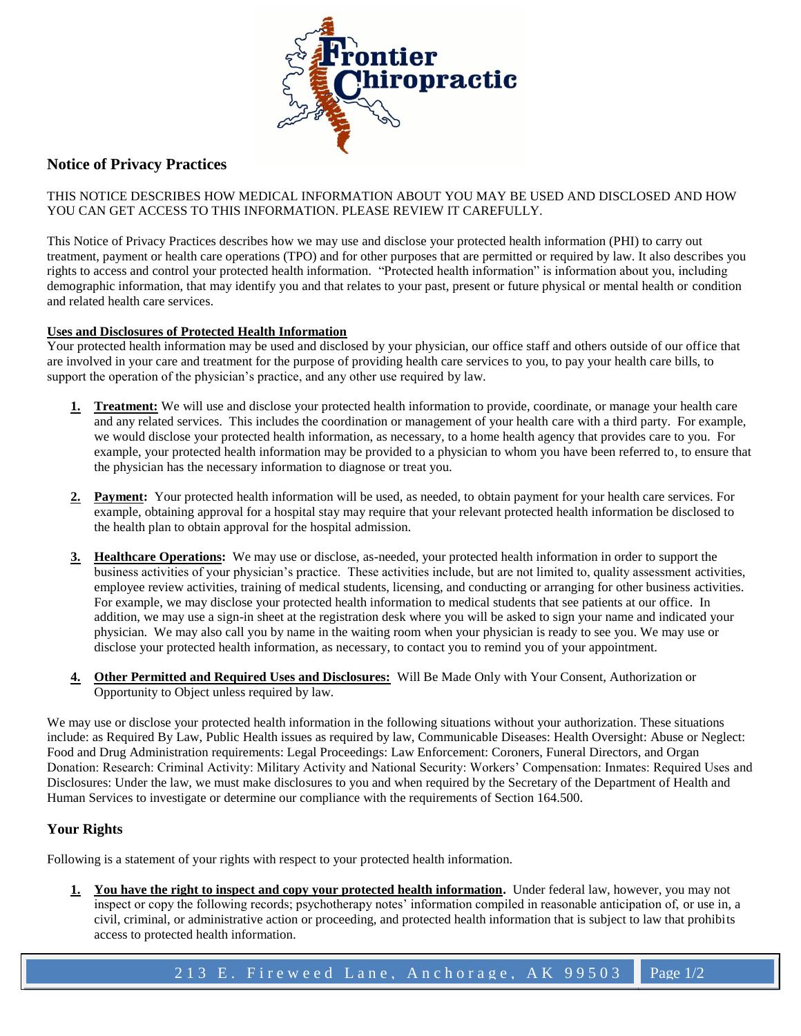## Notice of Privacy Practices

THIS NOTICE DESCRIBES HOW MEDICAL INFORMATION ABOUT YOU MAY BE USED AND DISCLOSED AND HOW YOU CAN GET ACCESS TO THIS INFORMATION. PLEASE REVIEW IT CAREFULLY.

This Notice of Privacy Practices describes how we may use and disclose your protected health information (PHI) to carry out treatment, payment or health care operations (TPO) and for other purposes that are permitted or required by law. It also describes you rights to access and control your protected health information. "Protected health information" is information about you, including demographic information, that may identify you and that relates to your past, present or future physical or mental health or condition and related health care services.

**Uses and Disclosures of Protected Health Information**

Your protected health information may be used and disclosed by your physician, our office staff and others outside of our office that are involved in your care and treatment for the purpose of providing health care services to you, to pay your health care bills, to support the operation of the physician's practice, and any other use required by law.

1. **Treatment:** We will use and disclose your protected health information to provide, coordinate, or manage your health care and any related services. This includes the coordination or management of your health care with a third party. For example, we would disclose your protected health information, as necessary, to a home health agency that provides care to you. For example, your protected health information may be provided to a physician to whom you have been referred to, to ensure that the physician has the necessary information to diagnose or treat you.

2. **Payment:** Your protected health information will be used, as needed, to obtain payment for your health care services. For example, obtaining approval for a hospital stay may require that your relevant protected health information be disclosed to the health plan to obtain approval for the hospital admission.

3. **Healthcare Operations:** We may use or disclose, as-needed, your protected health information in order to support the business activities of your physician's practice. These activities include, but are not limited to, quality assessment activities, employee review activities, training of medical students, licensing, and conducting or arranging for other business activities. For example, we may disclose your protected health information to medical students that see patients at our office. In addition, we may use a sign-in sheet at the registration desk where you will be asked to sign your name and indicated your physician. We may also call you by name in the waiting room when your physician is ready to see you. We may use or disclose your protected health information, as necessary, to contact you to remind you of your appointment.

4. **Other Permitted and Required Uses and Disclosures:** Will Be Made Only with Your Consent, Authorization or Opportunity to Object unless required by law.

We may use or disclose your protected health information in the following situations without your authorization. These situations include: as Required By Law, Public Health issues as required by law, Communicable Diseases: Health Oversight: Abuse or Neglect: Food and Drug Administration requirements: Legal Proceedings: Law Enforcement: Coroners, Funeral Directors, and Organ Donation: Research: Criminal Activity: Military Activity and National Security: Workers' Compensation: Inmates: Required Uses and Disclosures: Under the law, we must make disclosures to you and when required by the Secretary of the Department of Health and Human Services to investigate or determine our compliance with the requirements of Section 164.500.

## Your Rights

Following is a statement of your rights with respect to your protected health information.

1. **You have the right to inspect and copy your protected health information.** Under federal law, however, you may not inspect or copy the following records; psychotherapy notes' information compiled in reasonable anticipation of, or use in, a civil, criminal, or administrative action or proceeding, and protected health information that is subject to law that prohibits access to protected health information.

213 E. Fireweed Lane, Anchorage, AK 99503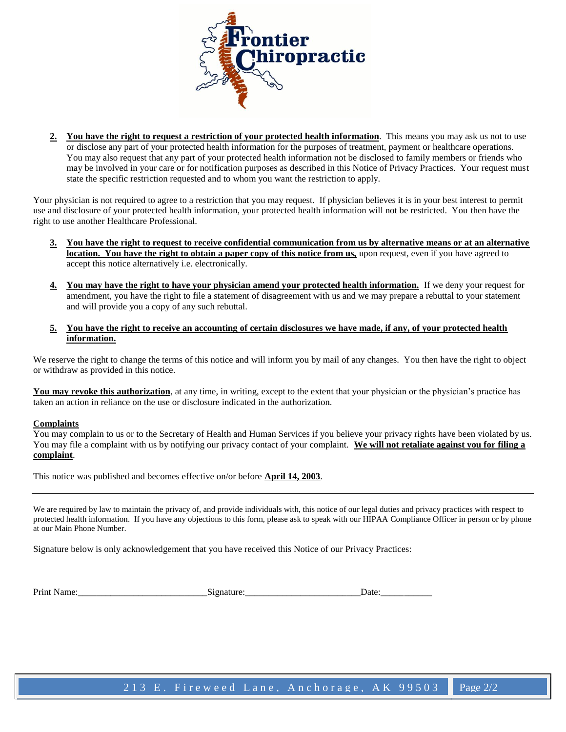2. **You have the right to request a restriction of your protected health information**. This means you may ask us not to use or disclose any part of your protected health information for the purposes of treatment, payment or healthcare operations. You may also request that any part of your protected health information not be disclosed to family members or friends who may be involved in your care or for notification purposes as described in this Notice of Privacy Practices. Your request must state the specific restriction requested and to whom you want the restriction to apply.

Your physician is not required to agree to a restriction that you may request. If physician believes it is in your best interest to permit use and disclosure of your protected health information, your protected health information will not be restricted. You then have the right to use another Healthcare Professional.

3. **You have the right to request to receive confidential communication from us by alternative means or at an alternative location. You have the right to obtain a paper copy of this notice from us,** upon request, even if you have agreed to accept this notice alternatively i.e. electronically.

4. **You may have the right to have your physician amend your protected health information.** If we deny your request for amendment, you have the right to file a statement of disagreement with us and we may prepare a rebuttal to your statement and will provide you a copy of any such rebuttal.

5. **You have the right to receive an accounting of certain disclosures we have made, if any, of your protected health information.**

We reserve the right to change the terms of this notice and will inform you by mail of any changes. You then have the right to object or withdraw as provided in this notice.

**You may revoke this authorization**, at any time, in writing, except to the extent that your physician or the physician's practice has taken an action in reliance on the use or disclosure indicated in the authorization.

**Complaints**

You may complain to us or to the Secretary of Health and Human Services if you believe your privacy rights have been violated by us. You may file a complaint with us by notifying our privacy contact of your complaint. **We will not retaliate against you for filing a complaint**.

This notice was published and becomes effective on/or before **April 14, 2003**.

---

We are required by law to maintain the privacy of, and provide individuals with, this notice of our legal duties and privacy practices with respect to protected health information. If you have any objections to this form, please ask to speak with our HIPAA Compliance Officer in person or by phone at our Main Phone Number.

Signature below is only acknowledgement that you have received this Notice of our Privacy Practices:

Print Name:____________________________Signature:_________________________Date:___________

213 E. Fireweed Lane, Anchorage, AK 99503